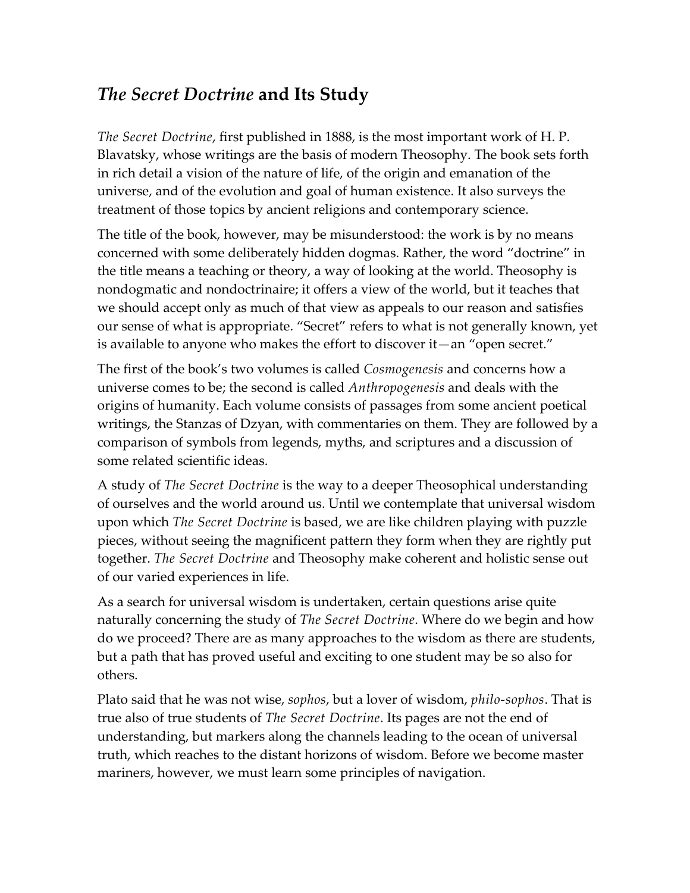## *The Secret Doctrine* and Its Study

*The Secret Doctrine*, first published in 1888, is the most important work of H. P. Blavatsky, whose writings are the basis of modern Theosophy. The book sets forth in rich detail a vision of the nature of life, of the origin and emanation of the universe, and of the evolution and goal of human existence. It also surveys the treatment of those topics by ancient religions and contemporary science.

The title of the book, however, may be misunderstood: the work is by no means concerned with some deliberately hidden dogmas. Rather, the word "doctrine" in the title means a teaching or theory, a way of looking at the world. Theosophy is nondogmatic and nondoctrinaire; it offers a view of the world, but it teaches that we should accept only as much of that view as appeals to our reason and satisfies our sense of what is appropriate. "Secret" refers to what is not generally known, yet is available to anyone who makes the effort to discover it—an "open secret."

The first of the book's two volumes is called *Cosmogenesis* and concerns how a universe comes to be; the second is called *Anthropogenesis* and deals with the origins of humanity. Each volume consists of passages from some ancient poetical writings, the Stanzas of Dzyan, with commentaries on them. They are followed by a comparison of symbols from legends, myths, and scriptures and a discussion of some related scientific ideas.

A study of *The Secret Doctrine* is the way to a deeper Theosophical understanding of ourselves and the world around us. Until we contemplate that universal wisdom upon which *The Secret Doctrine* is based, we are like children playing with puzzle pieces, without seeing the magnificent pattern they form when they are rightly put together. *The Secret Doctrine* and Theosophy make coherent and holistic sense out of our varied experiences in life.

As a search for universal wisdom is undertaken, certain questions arise quite naturally concerning the study of *The Secret Doctrine*. Where do we begin and how do we proceed? There are as many approaches to the wisdom as there are students, but a path that has proved useful and exciting to one student may be so also for others.

Plato said that he was not wise, *sophos*, but a lover of wisdom, *philo-sophos*. That is true also of true students of *The Secret Doctrine*. Its pages are not the end of understanding, but markers along the channels leading to the ocean of universal truth, which reaches to the distant horizons of wisdom. Before we become master mariners, however, we must learn some principles of navigation.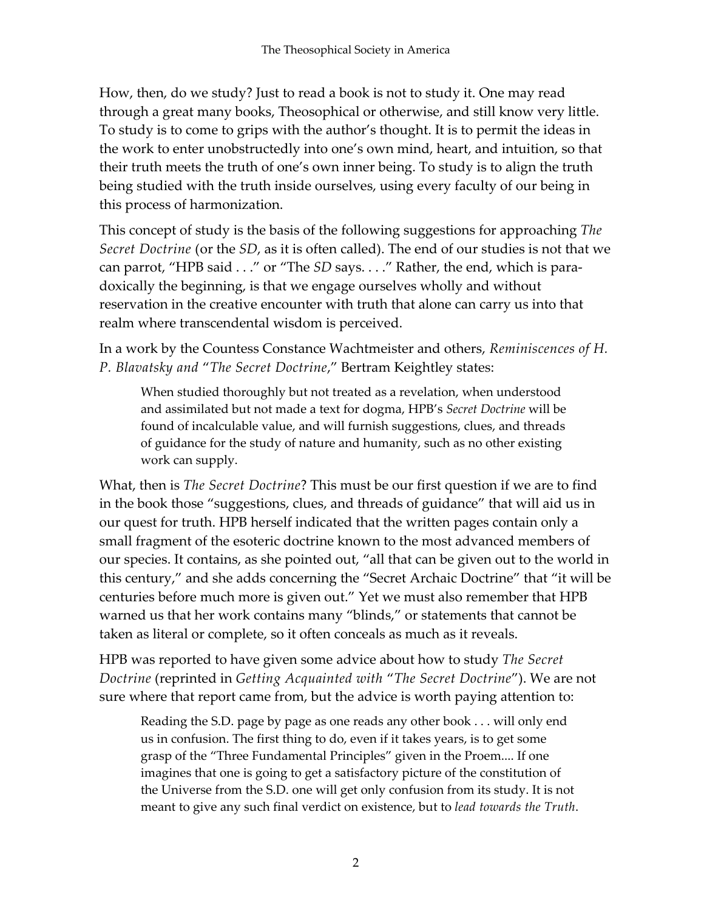How, then, do we study? Just to read a book is not to study it. One may read through a great many books, Theosophical or otherwise, and still know very little. To study is to come to grips with the author's thought. It is to permit the ideas in the work to enter unobstructedly into one's own mind, heart, and intuition, so that their truth meets the truth of one's own inner being. To study is to align the truth being studied with the truth inside ourselves, using every faculty of our being in this process of harmonization.

This concept of study is the basis of the following suggestions for approaching *The Secret Doctrine* (or the *SD*, as it is often called). The end of our studies is not that we can parrot, "HPB said . . ." or "The *SD* says. . . ." Rather, the end, which is paradoxically the beginning, is that we engage ourselves wholly and without reservation in the creative encounter with truth that alone can carry us into that realm where transcendental wisdom is perceived.

In a work by the Countess Constance Wachtmeister and others, *Reminiscences of H. P. Blavatsky and "The Secret Doctrine*," Bertram Keightley states:

> When studied thoroughly but not treated as a revelation, when understood and assimilated but not made a text for dogma, HPB's *Secret Doctrine* will be found of incalculable value, and will furnish suggestions, clues, and threads of guidance for the study of nature and humanity, such as no other existing work can supply.

What, then is *The Secret Doctrine*? This must be our first question if we are to find in the book those "suggestions, clues, and threads of guidance" that will aid us in our quest for truth. HPB herself indicated that the written pages contain only a small fragment of the esoteric doctrine known to the most advanced members of our species. It contains, as she pointed out, "all that can be given out to the world in this century," and she adds concerning the "Secret Archaic Doctrine" that "it will be centuries before much more is given out." Yet we must also remember that HPB warned us that her work contains many "blinds," or statements that cannot be taken as literal or complete, so it often conceals as much as it reveals.

HPB was reported to have given some advice about how to study *The Secret Doctrine* (reprinted in *Getting Acquainted with "The Secret Doctrine"*). We are not sure where that report came from, but the advice is worth paying attention to:

> Reading the S.D. page by page as one reads any other book . . . will only end us in confusion. The first thing to do, even if it takes years, is to get some grasp of the "Three Fundamental Principles" given in the Proem.... If one imagines that one is going to get a satisfactory picture of the constitution of the Universe from the S.D. one will get only confusion from its study. It is not meant to give any such final verdict on existence, but to *lead towards the Truth*.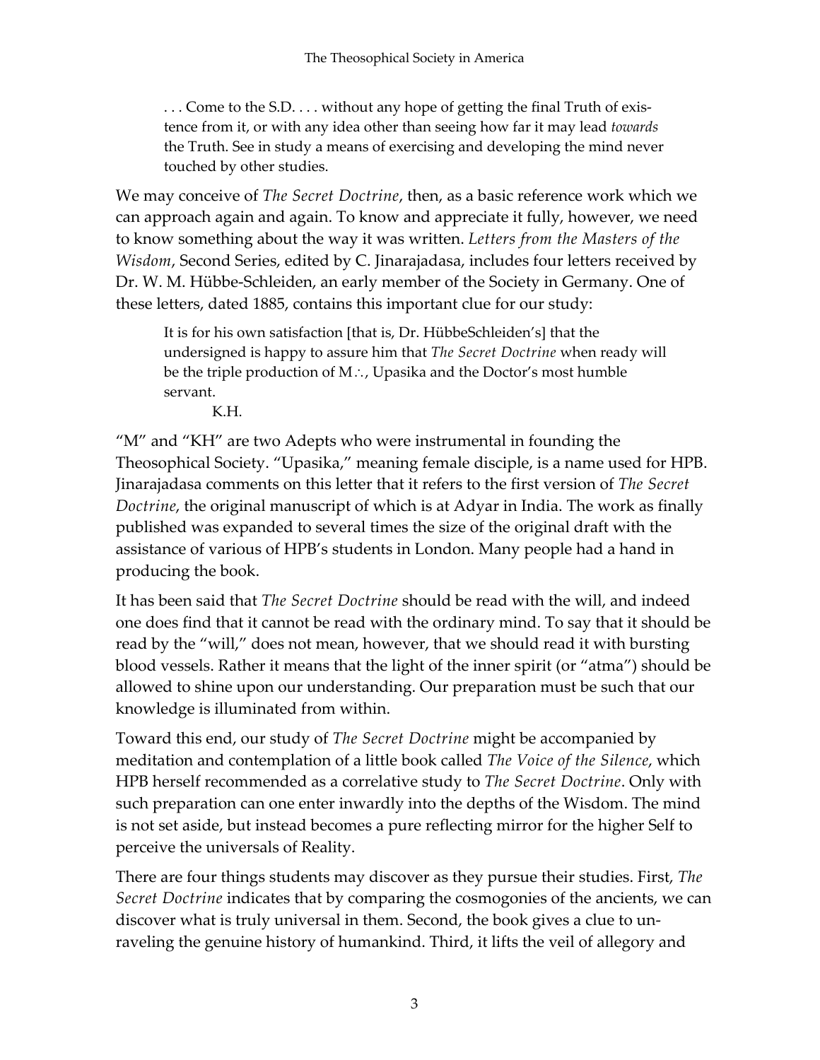> . . . Come to the S.D. . . . without any hope of getting the final Truth of existence from it, or with any idea other than seeing how far it may lead *towards* the Truth. See in study a means of exercising and developing the mind never touched by other studies.

We may conceive of *The Secret Doctrine*, then, as a basic reference work which we can approach again and again. To know and appreciate it fully, however, we need to know something about the way it was written. *Letters from the Masters of the Wisdom*, Second Series, edited by C. Jinarajadasa, includes four letters received by Dr. W. M. Hübbe-Schleiden, an early member of the Society in Germany. One of these letters, dated 1885, contains this important clue for our study:

> It is for his own satisfaction [that is, Dr. HübbeSchleiden's] that the undersigned is happy to assure him that *The Secret Doctrine* when ready will be the triple production of M∴, Upasika and the Doctor's most humble servant.
>
> K.H.

"M" and "KH" are two Adepts who were instrumental in founding the Theosophical Society. "Upasika," meaning female disciple, is a name used for HPB. Jinarajadasa comments on this letter that it refers to the first version of *The Secret Doctrine*, the original manuscript of which is at Adyar in India. The work as finally published was expanded to several times the size of the original draft with the assistance of various of HPB's students in London. Many people had a hand in producing the book.

It has been said that *The Secret Doctrine* should be read with the will, and indeed one does find that it cannot be read with the ordinary mind. To say that it should be read by the "will," does not mean, however, that we should read it with bursting blood vessels. Rather it means that the light of the inner spirit (or "atma") should be allowed to shine upon our understanding. Our preparation must be such that our knowledge is illuminated from within.

Toward this end, our study of *The Secret Doctrine* might be accompanied by meditation and contemplation of a little book called *The Voice of the Silence*, which HPB herself recommended as a correlative study to *The Secret Doctrine*. Only with such preparation can one enter inwardly into the depths of the Wisdom. The mind is not set aside, but instead becomes a pure reflecting mirror for the higher Self to perceive the universals of Reality.

There are four things students may discover as they pursue their studies. First, *The Secret Doctrine* indicates that by comparing the cosmogonies of the ancients, we can discover what is truly universal in them. Second, the book gives a clue to unraveling the genuine history of humankind. Third, it lifts the veil of allegory and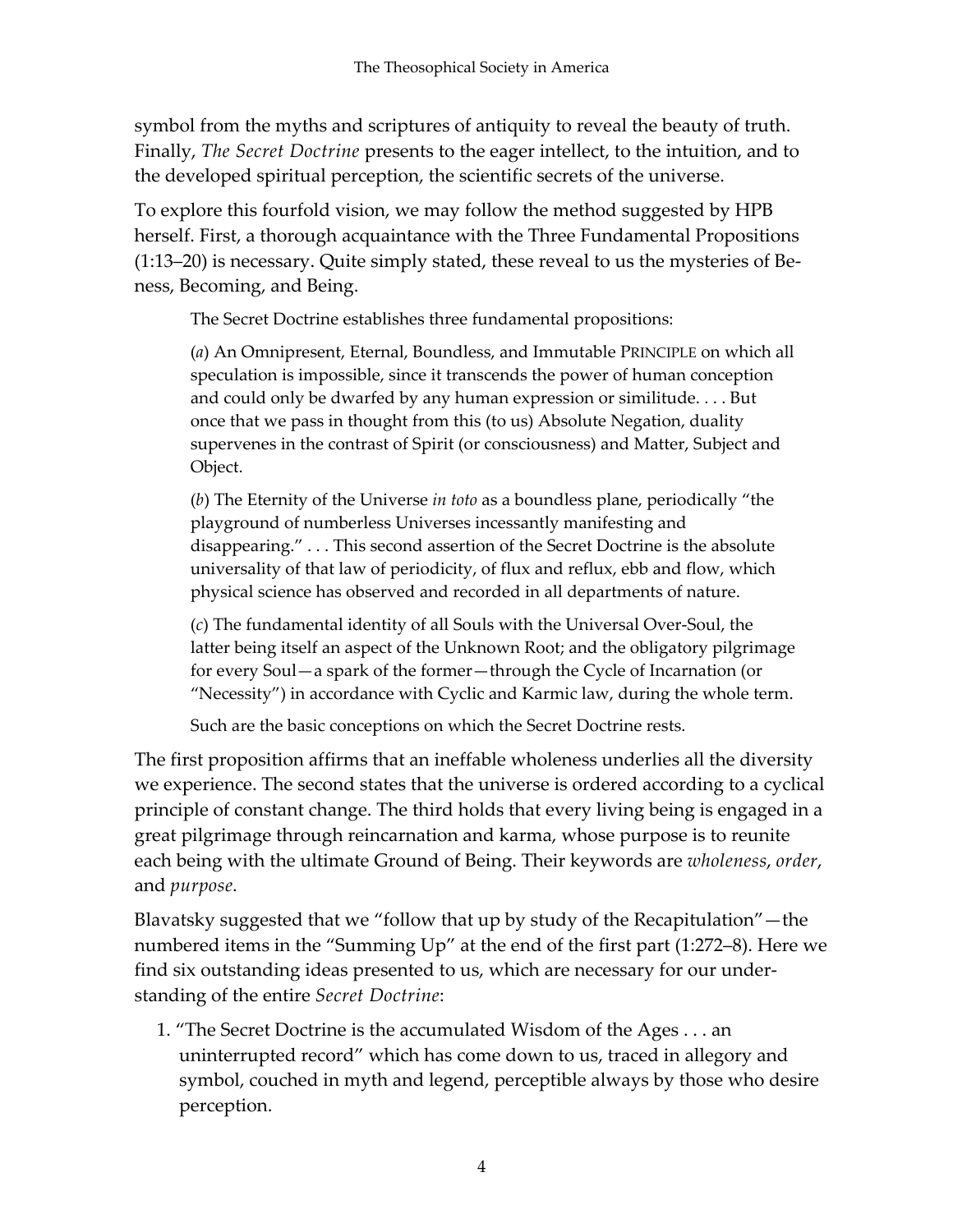symbol from the myths and scriptures of antiquity to reveal the beauty of truth. Finally, *The Secret Doctrine* presents to the eager intellect, to the intuition, and to the developed spiritual perception, the scientific secrets of the universe.

To explore this fourfold vision, we may follow the method suggested by HPB herself. First, a thorough acquaintance with the Three Fundamental Propositions (1:13–20) is necessary. Quite simply stated, these reveal to us the mysteries of Be-ness, Becoming, and Being.

> The Secret Doctrine establishes three fundamental propositions:
>
> (*a*) An Omnipresent, Eternal, Boundless, and Immutable PRINCIPLE on which all speculation is impossible, since it transcends the power of human conception and could only be dwarfed by any human expression or similitude. . . . But once that we pass in thought from this (to us) Absolute Negation, duality supervenes in the contrast of Spirit (or consciousness) and Matter, Subject and Object.
>
> (*b*) The Eternity of the Universe *in toto* as a boundless plane, periodically "the playground of numberless Universes incessantly manifesting and disappearing." . . . This second assertion of the Secret Doctrine is the absolute universality of that law of periodicity, of flux and reflux, ebb and flow, which physical science has observed and recorded in all departments of nature.
>
> (*c*) The fundamental identity of all Souls with the Universal Over-Soul, the latter being itself an aspect of the Unknown Root; and the obligatory pilgrimage for every Soul—a spark of the former—through the Cycle of Incarnation (or "Necessity") in accordance with Cyclic and Karmic law, during the whole term.
>
> Such are the basic conceptions on which the Secret Doctrine rests.

The first proposition affirms that an ineffable wholeness underlies all the diversity we experience. The second states that the universe is ordered according to a cyclical principle of constant change. The third holds that every living being is engaged in a great pilgrimage through reincarnation and karma, whose purpose is to reunite each being with the ultimate Ground of Being. Their keywords are *wholeness*, *order*, and *purpose*.

Blavatsky suggested that we "follow that up by study of the Recapitulation"—the numbered items in the "Summing Up" at the end of the first part (1:272–8). Here we find six outstanding ideas presented to us, which are necessary for our understanding of the entire *Secret Doctrine*:

1. "The Secret Doctrine is the accumulated Wisdom of the Ages . . . an uninterrupted record" which has come down to us, traced in allegory and symbol, couched in myth and legend, perceptible always by those who desire perception.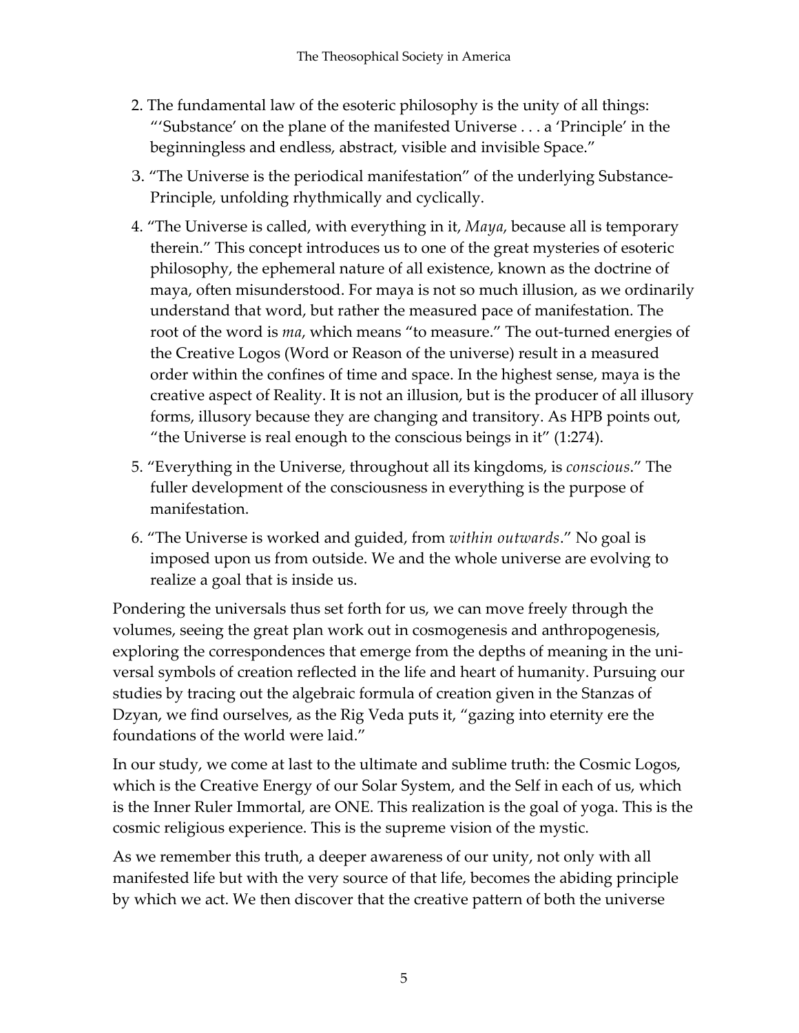2. The fundamental law of the esoteric philosophy is the unity of all things: "'Substance' on the plane of the manifested Universe . . . a 'Principle' in the beginningless and endless, abstract, visible and invisible Space."
3. "The Universe is the periodical manifestation" of the underlying Substance-Principle, unfolding rhythmically and cyclically.
4. "The Universe is called, with everything in it, *Maya*, because all is temporary therein." This concept introduces us to one of the great mysteries of esoteric philosophy, the ephemeral nature of all existence, known as the doctrine of maya, often misunderstood. For maya is not so much illusion, as we ordinarily understand that word, but rather the measured pace of manifestation. The root of the word is *ma*, which means "to measure." The out-turned energies of the Creative Logos (Word or Reason of the universe) result in a measured order within the confines of time and space. In the highest sense, maya is the creative aspect of Reality. It is not an illusion, but is the producer of all illusory forms, illusory because they are changing and transitory. As HPB points out, "the Universe is real enough to the conscious beings in it" (1:274).
5. "Everything in the Universe, throughout all its kingdoms, is *conscious*." The fuller development of the consciousness in everything is the purpose of manifestation.
6. "The Universe is worked and guided, from *within outwards*." No goal is imposed upon us from outside. We and the whole universe are evolving to realize a goal that is inside us.

Pondering the universals thus set forth for us, we can move freely through the volumes, seeing the great plan work out in cosmogenesis and anthropogenesis, exploring the correspondences that emerge from the depths of meaning in the universal symbols of creation reflected in the life and heart of humanity. Pursuing our studies by tracing out the algebraic formula of creation given in the Stanzas of Dzyan, we find ourselves, as the Rig Veda puts it, "gazing into eternity ere the foundations of the world were laid."

In our study, we come at last to the ultimate and sublime truth: the Cosmic Logos, which is the Creative Energy of our Solar System, and the Self in each of us, which is the Inner Ruler Immortal, are ONE. This realization is the goal of yoga. This is the cosmic religious experience. This is the supreme vision of the mystic.

As we remember this truth, a deeper awareness of our unity, not only with all manifested life but with the very source of that life, becomes the abiding principle by which we act. We then discover that the creative pattern of both the universe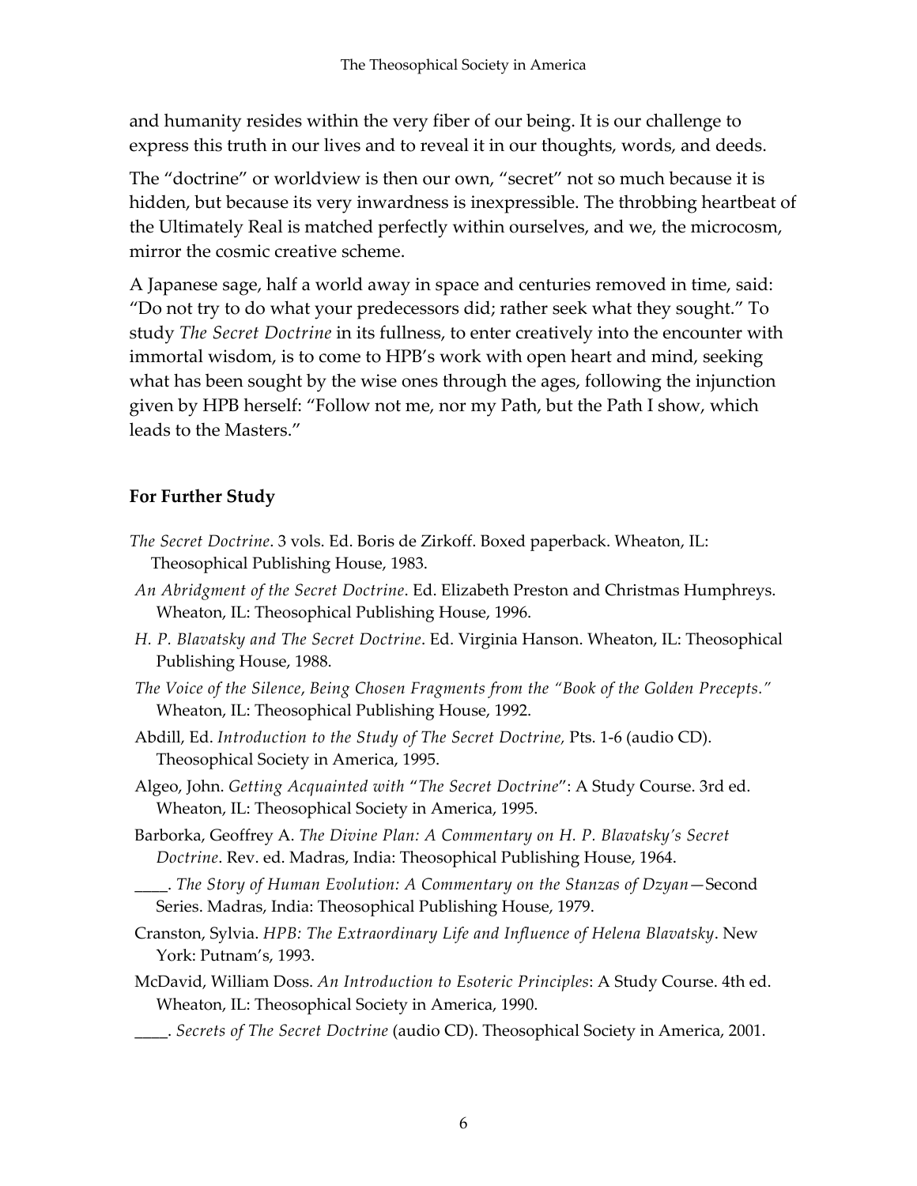and humanity resides within the very fiber of our being. It is our challenge to express this truth in our lives and to reveal it in our thoughts, words, and deeds.

The "doctrine" or worldview is then our own, "secret" not so much because it is hidden, but because its very inwardness is inexpressible. The throbbing heartbeat of the Ultimately Real is matched perfectly within ourselves, and we, the microcosm, mirror the cosmic creative scheme.

A Japanese sage, half a world away in space and centuries removed in time, said: "Do not try to do what your predecessors did; rather seek what they sought." To study *The Secret Doctrine* in its fullness, to enter creatively into the encounter with immortal wisdom, is to come to HPB's work with open heart and mind, seeking what has been sought by the wise ones through the ages, following the injunction given by HPB herself: "Follow not me, nor my Path, but the Path I show, which leads to the Masters."

### For Further Study

*The Secret Doctrine*. 3 vols. Ed. Boris de Zirkoff. Boxed paperback. Wheaton, IL: Theosophical Publishing House, 1983.

*An Abridgment of the Secret Doctrine*. Ed. Elizabeth Preston and Christmas Humphreys. Wheaton, IL: Theosophical Publishing House, 1996.

*H. P. Blavatsky and The Secret Doctrine*. Ed. Virginia Hanson. Wheaton, IL: Theosophical Publishing House, 1988.

*The Voice of the Silence*, *Being Chosen Fragments from the "Book of the Golden Precepts."* Wheaton, IL: Theosophical Publishing House, 1992.

Abdill, Ed. *Introduction to the Study of The Secret Doctrine,* Pts. 1-6 (audio CD). Theosophical Society in America, 1995.

Algeo, John. *Getting Acquainted with* "*The Secret Doctrine*": A Study Course. 3rd ed. Wheaton, IL: Theosophical Society in America, 1995.

Barborka, Geoffrey A. *The Divine Plan: A Commentary on H. P. Blavatsky's Secret Doctrine*. Rev. ed. Madras, India: Theosophical Publishing House, 1964.

____. *The Story of Human Evolution: A Commentary on the Stanzas of Dzyan*—Second Series. Madras, India: Theosophical Publishing House, 1979.

Cranston, Sylvia. *HPB: The Extraordinary Life and Influence of Helena Blavatsky*. New York: Putnam's, 1993.

McDavid, William Doss. *An Introduction to Esoteric Principles*: A Study Course. 4th ed. Wheaton, IL: Theosophical Society in America, 1990.

____. *Secrets of The Secret Doctrine* (audio CD). Theosophical Society in America, 2001.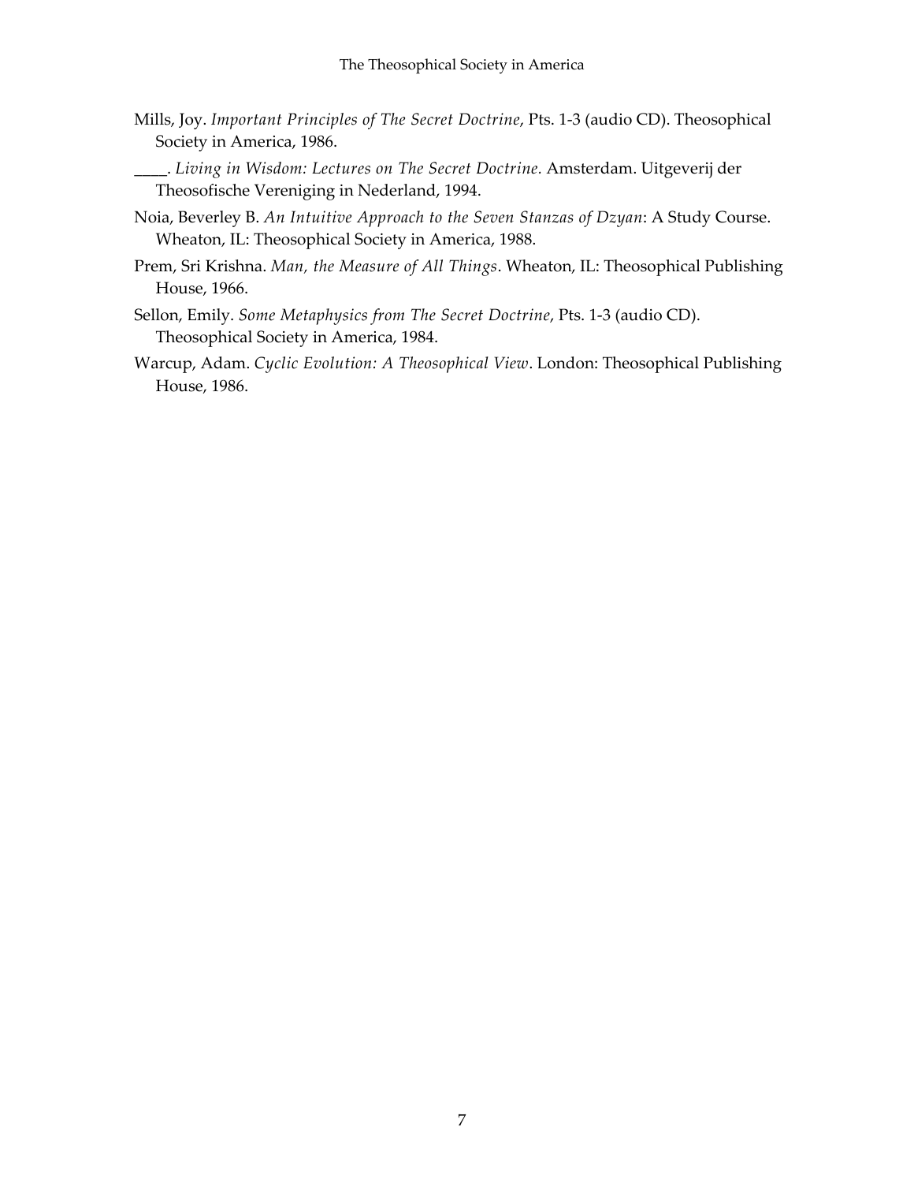Mills, Joy. *Important Principles of The Secret Doctrine*, Pts. 1-3 (audio CD). Theosophical Society in America, 1986.

____. *Living in Wisdom: Lectures on The Secret Doctrine.* Amsterdam. Uitgeverij der Theosofische Vereniging in Nederland, 1994.

Noia, Beverley B. *An Intuitive Approach to the Seven Stanzas of Dzyan*: A Study Course. Wheaton, IL: Theosophical Society in America, 1988.

Prem, Sri Krishna. *Man, the Measure of All Things*. Wheaton, IL: Theosophical Publishing House, 1966.

Sellon, Emily. *Some Metaphysics from The Secret Doctrine*, Pts. 1-3 (audio CD). Theosophical Society in America, 1984.

Warcup, Adam. *Cyclic Evolution: A Theosophical View*. London: Theosophical Publishing House, 1986.